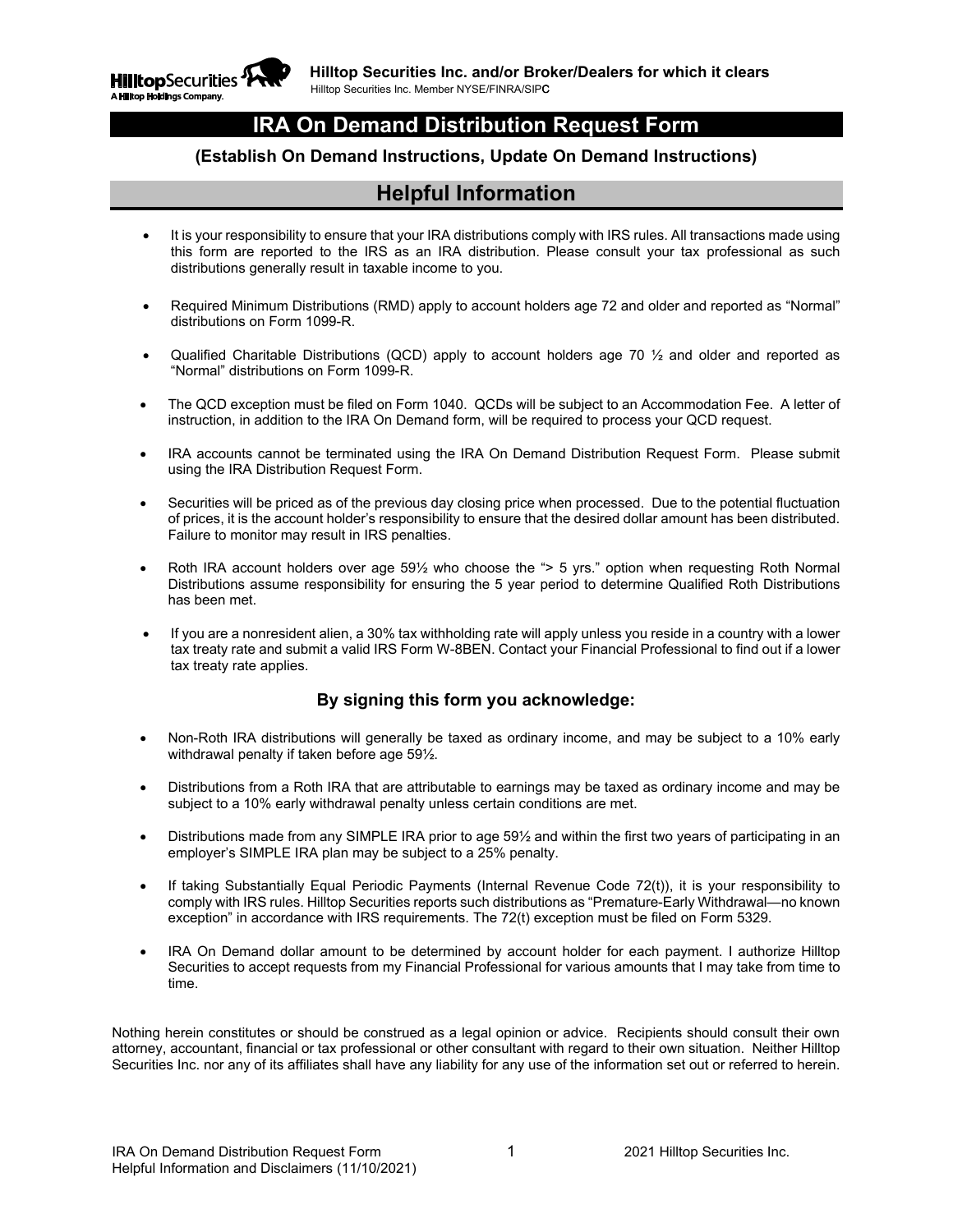**Hilltop Securities Inc. and/or Broker/Dealers for which it clears**

Hilltop Securities Inc. Member NYSE/FINRA/SIPC

# IRA On Demand Distribution Request Form

### (Establish On Demand Instructions, Update On Demand Instructions)

## Helpful Information

- It is your responsibility to ensure that your IRA distributions comply with IRS rules. All transactions made using this form are reported to the IRS as an IRA distribution. Please consult your tax professional as such distributions generally result in taxable income to you.
- Required Minimum Distributions (RMD) apply to account holders age 72 and older and reported as "Normal" distributions on Form 1099-R.
- Qualified Charitable Distributions (QCD) apply to account holders age 70 ½ and older and reported as "Normal" distributions on Form 1099-R.
- The QCD exception must be filed on Form 1040. QCDs will be subject to an Accommodation Fee. A letter of instruction, in addition to the IRA On Demand form, will be required to process your QCD request.
- IRA accounts cannot be terminated using the IRA On Demand Distribution Request Form. Please submit using the IRA Distribution Request Form.
- Securities will be priced as of the previous day closing price when processed. Due to the potential fluctuation of prices, it is the account holder's responsibility to ensure that the desired dollar amount has been distributed. Failure to monitor may result in IRS penalties.
- Roth IRA account holders over age 59½ who choose the "> 5 yrs." option when requesting Roth Normal Distributions assume responsibility for ensuring the 5 year period to determine Qualified Roth Distributions has been met.
- If you are a nonresident alien, a 30% tax withholding rate will apply unless you reside in a country with a lower tax treaty rate and submit a valid IRS Form W-8BEN. Contact your Financial Professional to find out if a lower tax treaty rate applies.

### By signing this form you acknowledge:

- Non-Roth IRA distributions will generally be taxed as ordinary income, and may be subject to a 10% early withdrawal penalty if taken before age 59½.
- Distributions from a Roth IRA that are attributable to earnings may be taxed as ordinary income and may be subject to a 10% early withdrawal penalty unless certain conditions are met.
- Distributions made from any SIMPLE IRA prior to age 59½ and within the first two years of participating in an employer's SIMPLE IRA plan may be subject to a 25% penalty.
- If taking Substantially Equal Periodic Payments (Internal Revenue Code 72(t)), it is your responsibility to comply with IRS rules. Hilltop Securities reports such distributions as "Premature-Early Withdrawal—no known exception" in accordance with IRS requirements. The 72(t) exception must be filed on Form 5329.
- IRA On Demand dollar amount to be determined by account holder for each payment. I authorize Hilltop Securities to accept requests from my Financial Professional for various amounts that I may take from time to time.

Nothing herein constitutes or should be construed as a legal opinion or advice. Recipients should consult their own attorney, accountant, financial or tax professional or other consultant with regard to their own situation. Neither Hilltop Securities Inc. nor any of its affiliates shall have any liability for any use of the information set out or referred to herein.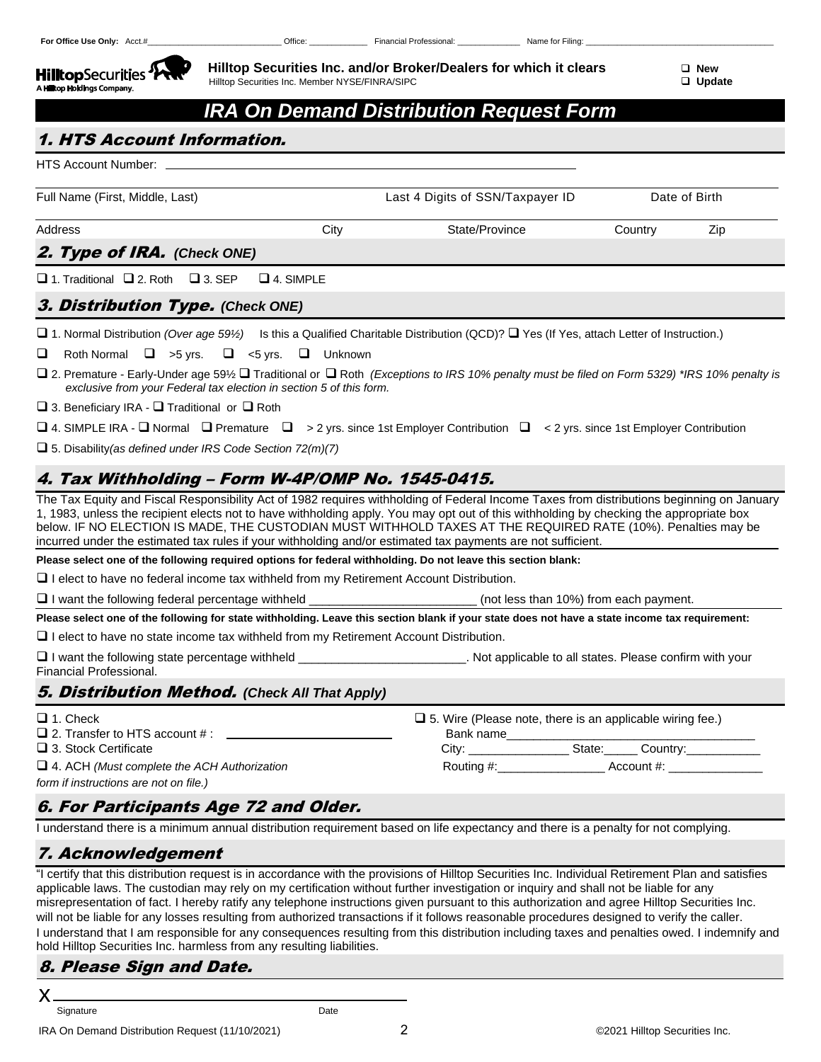For Office Use Only: Acct.#\_\_\_\_\_\_\_\_\_\_\_\_\_\_\_\_\_\_\_\_\_\_\_\_\_\_\_\_ Office: \_\_\_\_\_\_\_\_\_\_\_\_ Financial Professional: \_\_\_\_\_\_\_\_\_\_\_\_\_ Name for Filing: \_\_\_\_\_\_\_\_\_\_\_\_\_\_\_\_\_\_\_\_\_\_\_\_\_\_\_\_\_\_\_\_\_\_\_\_\_\_\_\_

**HilltopSecurities**
A Hilltop Holdings Company.

**Hilltop Securities Inc. and/or Broker/Dealers for which it clears**
Hilltop Securities Inc. Member NYSE/FINRA/SIPC

❑ **New**
❑ **Update**

# IRA On Demand Distribution Request Form

## 1. HTS Account Information.

HTS Account Number: \_\_\_\_\_\_\_\_\_\_\_\_\_\_\_\_\_\_\_\_\_\_\_\_\_\_\_\_\_\_\_\_\_\_\_\_\_\_\_\_\_\_\_\_\_\_\_\_

Full Name (First, Middle, Last) | Last 4 Digits of SSN/Taxpayer ID | Date of Birth

Address | City | State/Province | Country | Zip

## 2. Type of IRA. *(Check ONE)*

❑ 1. Traditional ❑ 2. Roth ❑ 3. SEP ❑ 4. SIMPLE

## 3. Distribution Type. *(Check ONE)*

❑ 1. Normal Distribution *(Over age 59½)* Is this a Qualified Charitable Distribution (QCD)? ❑ Yes (If Yes, attach Letter of Instruction.)

❑ Roth Normal ❑ >5 yrs. ❑ <5 yrs. ❑ Unknown

❑ 2. Premature - Early-Under age 59½ ❑ Traditional or ❑ Roth *(Exceptions to IRS 10% penalty must be filed on Form 5329) \*IRS 10% penalty is exclusive from your Federal tax election in section 5 of this form.*

❑ 3. Beneficiary IRA - ❑ Traditional or ❑ Roth

❑ 4. SIMPLE IRA - ❑ Normal ❑ Premature ❑ > 2 yrs. since 1st Employer Contribution ❑ < 2 yrs. since 1st Employer Contribution

❑ 5. Disability*(as defined under IRS Code Section 72(m)(7)*

## 4. Tax Withholding – Form W-4P/OMP No. 1545-0415.

The Tax Equity and Fiscal Responsibility Act of 1982 requires withholding of Federal Income Taxes from distributions beginning on January 1, 1983, unless the recipient elects not to have withholding apply. You may opt out of this withholding by checking the appropriate box below. IF NO ELECTION IS MADE, THE CUSTODIAN MUST WITHHOLD TAXES AT THE REQUIRED RATE (10%). Penalties may be incurred under the estimated tax rules if your withholding and/or estimated tax payments are not sufficient.

**Please select one of the following required options for federal withholding. Do not leave this section blank:**

❑ I elect to have no federal income tax withheld from my Retirement Account Distribution.

❑ I want the following federal percentage withheld \_\_\_\_\_\_\_\_\_\_\_\_\_\_\_\_\_\_\_\_\_\_\_\_\_ (not less than 10%) from each payment.

**Please select one of the following for state withholding. Leave this section blank if your state does not have a state income tax requirement:**

❑ I elect to have no state income tax withheld from my Retirement Account Distribution.

❑ I want the following state percentage withheld \_\_\_\_\_\_\_\_\_\_\_\_\_\_\_\_\_\_\_\_\_\_\_\_\_. Not applicable to all states. Please confirm with your Financial Professional.

## 5. Distribution Method. *(Check All That Apply)*

❑ 1. Check
❑ 2. Transfer to HTS account # : \_\_\_\_\_\_\_\_\_\_\_\_\_\_\_\_\_\_\_\_\_\_\_\_
❑ 3. Stock Certificate
❑ 4. ACH *(Must complete the ACH Authorization form if instructions are not on file.)*

❑ 5. Wire (Please note, there is an applicable wiring fee.)
Bank name\_\_\_\_\_\_\_\_\_\_\_\_\_\_\_\_\_\_\_\_\_\_\_\_\_\_\_\_\_\_\_\_\_\_\_\_\_
City: \_\_\_\_\_\_\_\_\_\_\_\_\_\_\_ State:\_\_\_\_\_ Country:\_\_\_\_\_\_\_\_\_\_\_
Routing #:\_\_\_\_\_\_\_\_\_\_\_\_\_\_\_\_ Account #: \_\_\_\_\_\_\_\_\_\_\_\_\_\_

## 6. For Participants Age 72 and Older.

I understand there is a minimum annual distribution requirement based on life expectancy and there is a penalty for not complying.

## 7. Acknowledgement

"I certify that this distribution request is in accordance with the provisions of Hilltop Securities Inc. Individual Retirement Plan and satisfies applicable laws. The custodian may rely on my certification without further investigation or inquiry and shall not be liable for any misrepresentation of fact. I hereby ratify any telephone instructions given pursuant to this authorization and agree Hilltop Securities Inc. will not be liable for any losses resulting from authorized transactions if it follows reasonable procedures designed to verify the caller.

I understand that I am responsible for any consequences resulting from this distribution including taxes and penalties owed. I indemnify and hold Hilltop Securities Inc. harmless from any resulting liabilities.

## 8. Please Sign and Date.

X\_\_\_\_\_\_\_\_\_\_\_\_\_\_\_\_\_\_\_\_\_\_\_\_\_\_\_\_\_\_\_\_\_\_\_\_\_\_\_\_\_\_\_\_\_\_\_\_
Signature | Date

IRA On Demand Distribution Request (11/10/2021)

©2021 Hilltop Securities Inc.